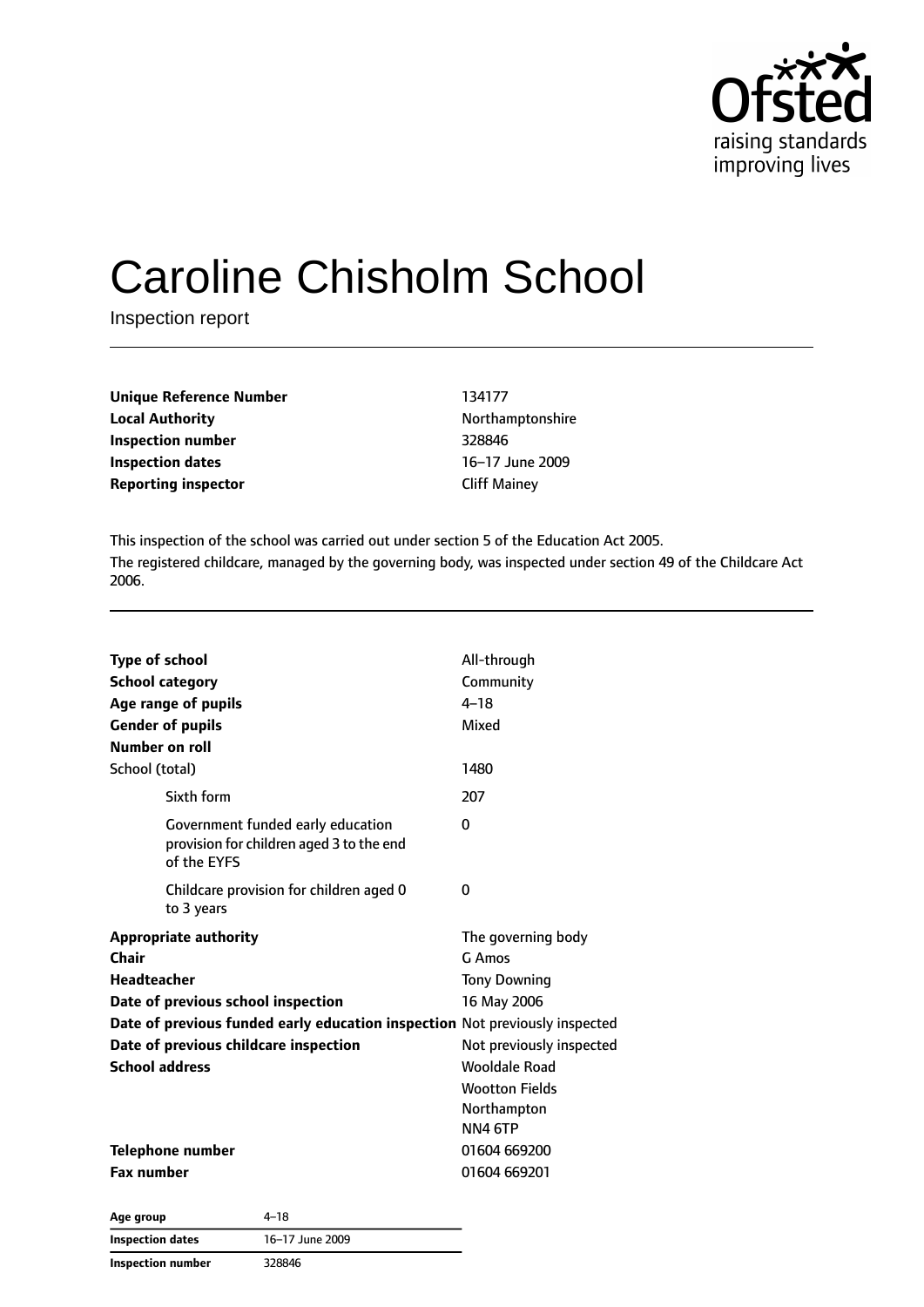# Caroline Chisholm School

Inspection report

| | |
|---|---|
| **Unique Reference Number** | 134177 |
| **Local Authority** | Northamptonshire |
| **Inspection number** | 328846 |
| **Inspection dates** | 16–17 June 2009 |
| **Reporting inspector** | Cliff Mainey |

This inspection of the school was carried out under section 5 of the Education Act 2005.

The registered childcare, managed by the governing body, was inspected under section 49 of the Childcare Act 2006.

| | |
|---|---|
| **Type of school** | All-through |
| **School category** | Community |
| **Age range of pupils** | 4–18 |
| **Gender of pupils** | Mixed |
| **Number on roll** | |
| School (total) | 1480 |
| Sixth form | 207 |
| Government funded early education provision for children aged 3 to the end of the EYFS | 0 |
| Childcare provision for children aged 0 to 3 years | 0 |
| **Appropriate authority** | The governing body |
| **Chair** | G Amos |
| **Headteacher** | Tony Downing |
| **Date of previous school inspection** | 16 May 2006 |
| **Date of previous funded early education inspection** | Not previously inspected |
| **Date of previous childcare inspection** | Not previously inspected |
| **School address** | Wooldale Road<br>Wootton Fields<br>Northampton<br>NN4 6TP |
| **Telephone number** | 01604 669200 |
| **Fax number** | 01604 669201 |

| | |
|---|---|
| **Age group** | 4–18 |
| **Inspection dates** | 16–17 June 2009 |
| **Inspection number** | 328846 |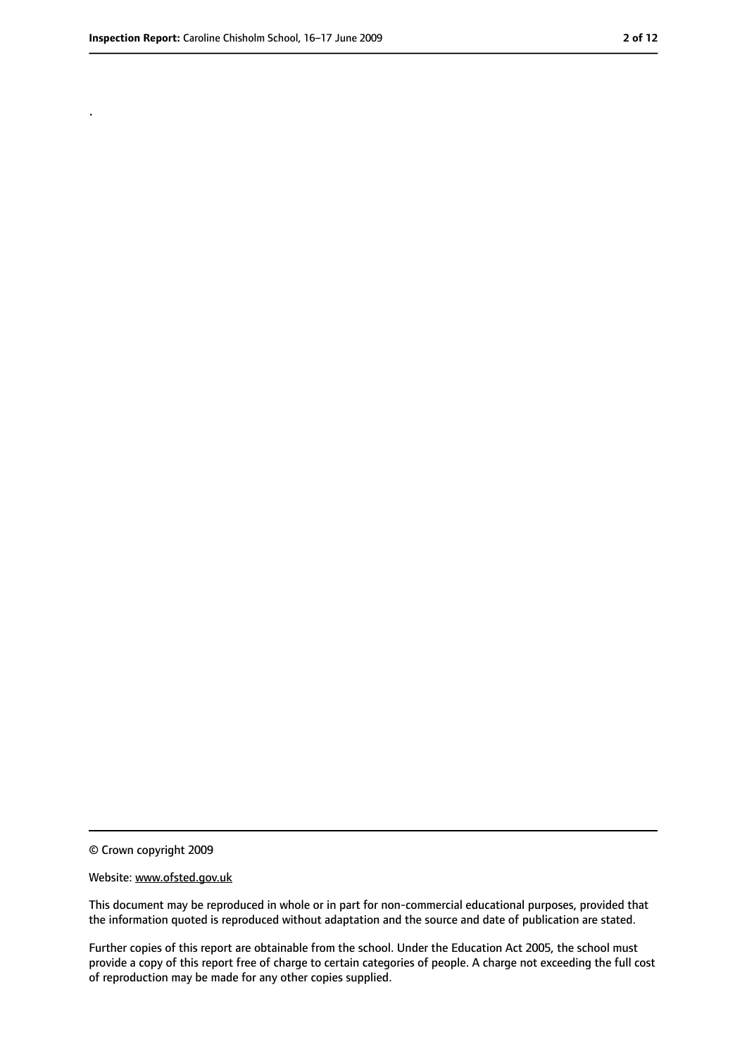.

© Crown copyright 2009

Website: www.ofsted.gov.uk

This document may be reproduced in whole or in part for non-commercial educational purposes, provided that the information quoted is reproduced without adaptation and the source and date of publication are stated.

Further copies of this report are obtainable from the school. Under the Education Act 2005, the school must provide a copy of this report free of charge to certain categories of people. A charge not exceeding the full cost of reproduction may be made for any other copies supplied.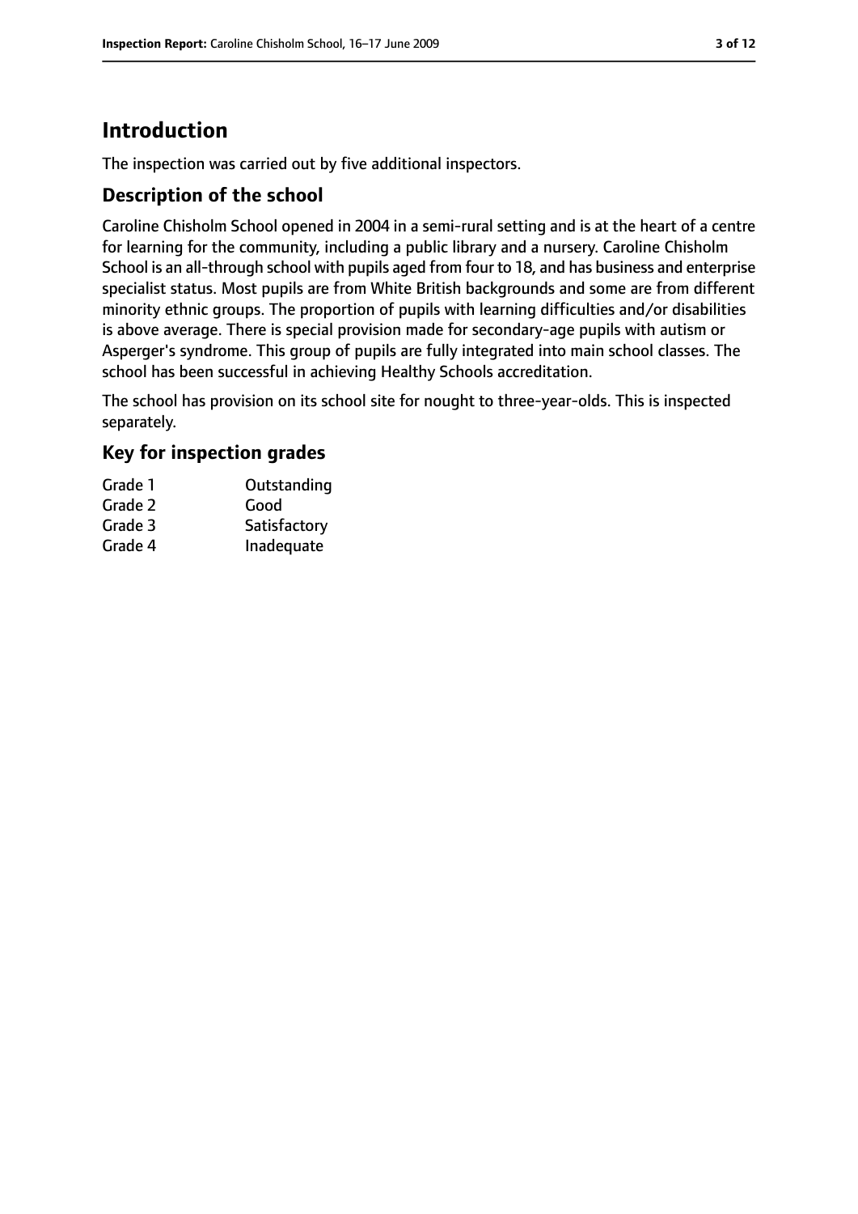# Introduction

The inspection was carried out by five additional inspectors.

## Description of the school

Caroline Chisholm School opened in 2004 in a semi-rural setting and is at the heart of a centre for learning for the community, including a public library and a nursery. Caroline Chisholm School is an all-through school with pupils aged from four to 18, and has business and enterprise specialist status. Most pupils are from White British backgrounds and some are from different minority ethnic groups. The proportion of pupils with learning difficulties and/or disabilities is above average. There is special provision made for secondary-age pupils with autism or Asperger's syndrome. This group of pupils are fully integrated into main school classes. The school has been successful in achieving Healthy Schools accreditation.

The school has provision on its school site for nought to three-year-olds. This is inspected separately.

## Key for inspection grades

| | |
|---|---|
| Grade 1 | Outstanding |
| Grade 2 | Good |
| Grade 3 | Satisfactory |
| Grade 4 | Inadequate |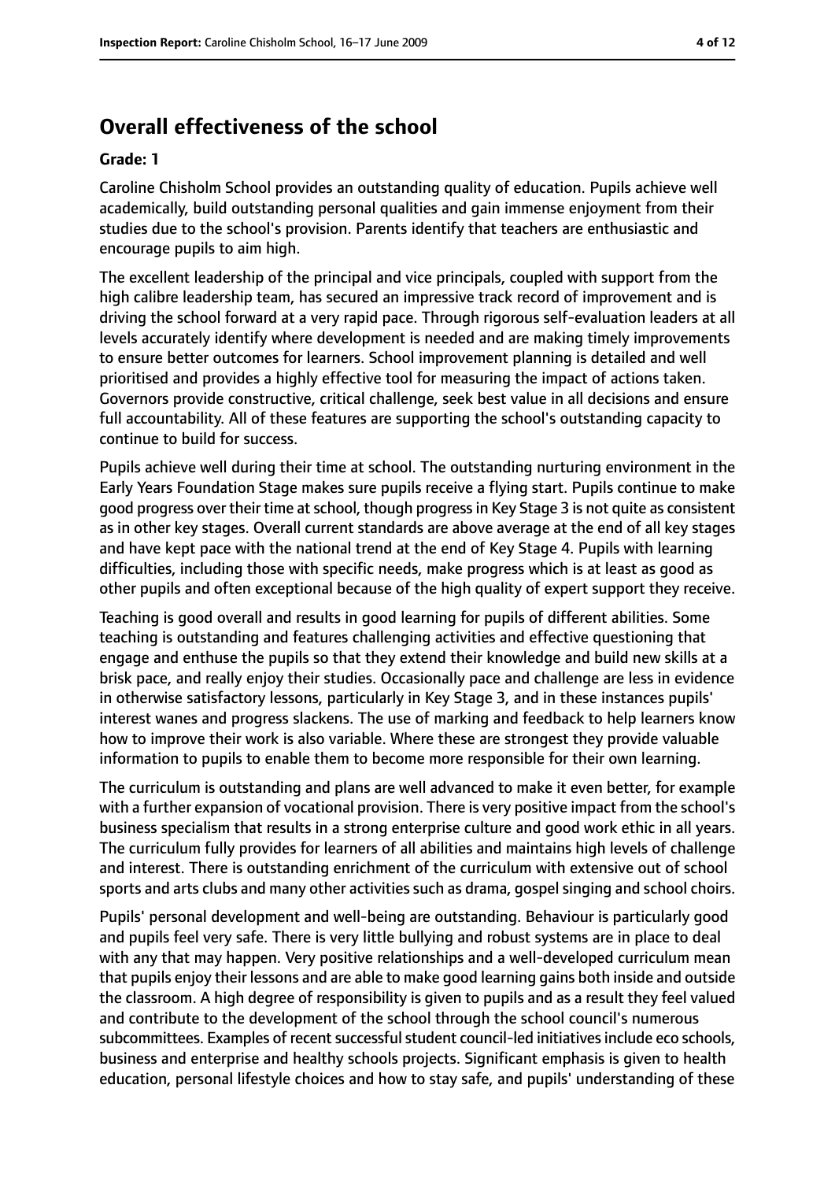## Overall effectiveness of the school

**Grade: 1**

Caroline Chisholm School provides an outstanding quality of education. Pupils achieve well academically, build outstanding personal qualities and gain immense enjoyment from their studies due to the school's provision. Parents identify that teachers are enthusiastic and encourage pupils to aim high.

The excellent leadership of the principal and vice principals, coupled with support from the high calibre leadership team, has secured an impressive track record of improvement and is driving the school forward at a very rapid pace. Through rigorous self-evaluation leaders at all levels accurately identify where development is needed and are making timely improvements to ensure better outcomes for learners. School improvement planning is detailed and well prioritised and provides a highly effective tool for measuring the impact of actions taken. Governors provide constructive, critical challenge, seek best value in all decisions and ensure full accountability. All of these features are supporting the school's outstanding capacity to continue to build for success.

Pupils achieve well during their time at school. The outstanding nurturing environment in the Early Years Foundation Stage makes sure pupils receive a flying start. Pupils continue to make good progress over their time at school, though progress in Key Stage 3 is not quite as consistent as in other key stages. Overall current standards are above average at the end of all key stages and have kept pace with the national trend at the end of Key Stage 4. Pupils with learning difficulties, including those with specific needs, make progress which is at least as good as other pupils and often exceptional because of the high quality of expert support they receive.

Teaching is good overall and results in good learning for pupils of different abilities. Some teaching is outstanding and features challenging activities and effective questioning that engage and enthuse the pupils so that they extend their knowledge and build new skills at a brisk pace, and really enjoy their studies. Occasionally pace and challenge are less in evidence in otherwise satisfactory lessons, particularly in Key Stage 3, and in these instances pupils' interest wanes and progress slackens. The use of marking and feedback to help learners know how to improve their work is also variable. Where these are strongest they provide valuable information to pupils to enable them to become more responsible for their own learning.

The curriculum is outstanding and plans are well advanced to make it even better, for example with a further expansion of vocational provision. There is very positive impact from the school's business specialism that results in a strong enterprise culture and good work ethic in all years. The curriculum fully provides for learners of all abilities and maintains high levels of challenge and interest. There is outstanding enrichment of the curriculum with extensive out of school sports and arts clubs and many other activities such as drama, gospel singing and school choirs.

Pupils' personal development and well-being are outstanding. Behaviour is particularly good and pupils feel very safe. There is very little bullying and robust systems are in place to deal with any that may happen. Very positive relationships and a well-developed curriculum mean that pupils enjoy their lessons and are able to make good learning gains both inside and outside the classroom. A high degree of responsibility is given to pupils and as a result they feel valued and contribute to the development of the school through the school council's numerous subcommittees. Examples of recent successful student council-led initiatives include eco schools, business and enterprise and healthy schools projects. Significant emphasis is given to health education, personal lifestyle choices and how to stay safe, and pupils' understanding of these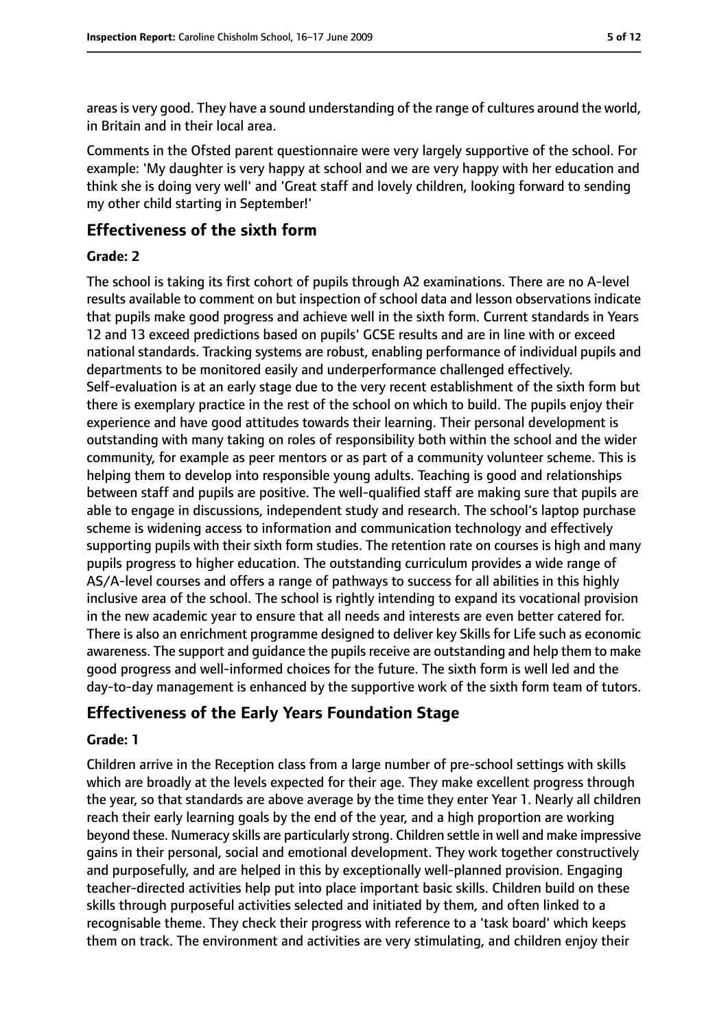areas is very good. They have a sound understanding of the range of cultures around the world, in Britain and in their local area.

Comments in the Ofsted parent questionnaire were very largely supportive of the school. For example: 'My daughter is very happy at school and we are very happy with her education and think she is doing very well' and 'Great staff and lovely children, looking forward to sending my other child starting in September!'

## Effectiveness of the sixth form

### Grade: 2

The school is taking its first cohort of pupils through A2 examinations. There are no A-level results available to comment on but inspection of school data and lesson observations indicate that pupils make good progress and achieve well in the sixth form. Current standards in Years 12 and 13 exceed predictions based on pupils' GCSE results and are in line with or exceed national standards. Tracking systems are robust, enabling performance of individual pupils and departments to be monitored easily and underperformance challenged effectively. Self-evaluation is at an early stage due to the very recent establishment of the sixth form but there is exemplary practice in the rest of the school on which to build. The pupils enjoy their experience and have good attitudes towards their learning. Their personal development is outstanding with many taking on roles of responsibility both within the school and the wider community, for example as peer mentors or as part of a community volunteer scheme. This is helping them to develop into responsible young adults. Teaching is good and relationships between staff and pupils are positive. The well-qualified staff are making sure that pupils are able to engage in discussions, independent study and research. The school's laptop purchase scheme is widening access to information and communication technology and effectively supporting pupils with their sixth form studies. The retention rate on courses is high and many pupils progress to higher education. The outstanding curriculum provides a wide range of AS/A-level courses and offers a range of pathways to success for all abilities in this highly inclusive area of the school. The school is rightly intending to expand its vocational provision in the new academic year to ensure that all needs and interests are even better catered for. There is also an enrichment programme designed to deliver key Skills for Life such as economic awareness. The support and guidance the pupils receive are outstanding and help them to make good progress and well-informed choices for the future. The sixth form is well led and the day-to-day management is enhanced by the supportive work of the sixth form team of tutors.

## Effectiveness of the Early Years Foundation Stage

### Grade: 1

Children arrive in the Reception class from a large number of pre-school settings with skills which are broadly at the levels expected for their age. They make excellent progress through the year, so that standards are above average by the time they enter Year 1. Nearly all children reach their early learning goals by the end of the year, and a high proportion are working beyond these. Numeracy skills are particularly strong. Children settle in well and make impressive gains in their personal, social and emotional development. They work together constructively and purposefully, and are helped in this by exceptionally well-planned provision. Engaging teacher-directed activities help put into place important basic skills. Children build on these skills through purposeful activities selected and initiated by them, and often linked to a recognisable theme. They check their progress with reference to a 'task board' which keeps them on track. The environment and activities are very stimulating, and children enjoy their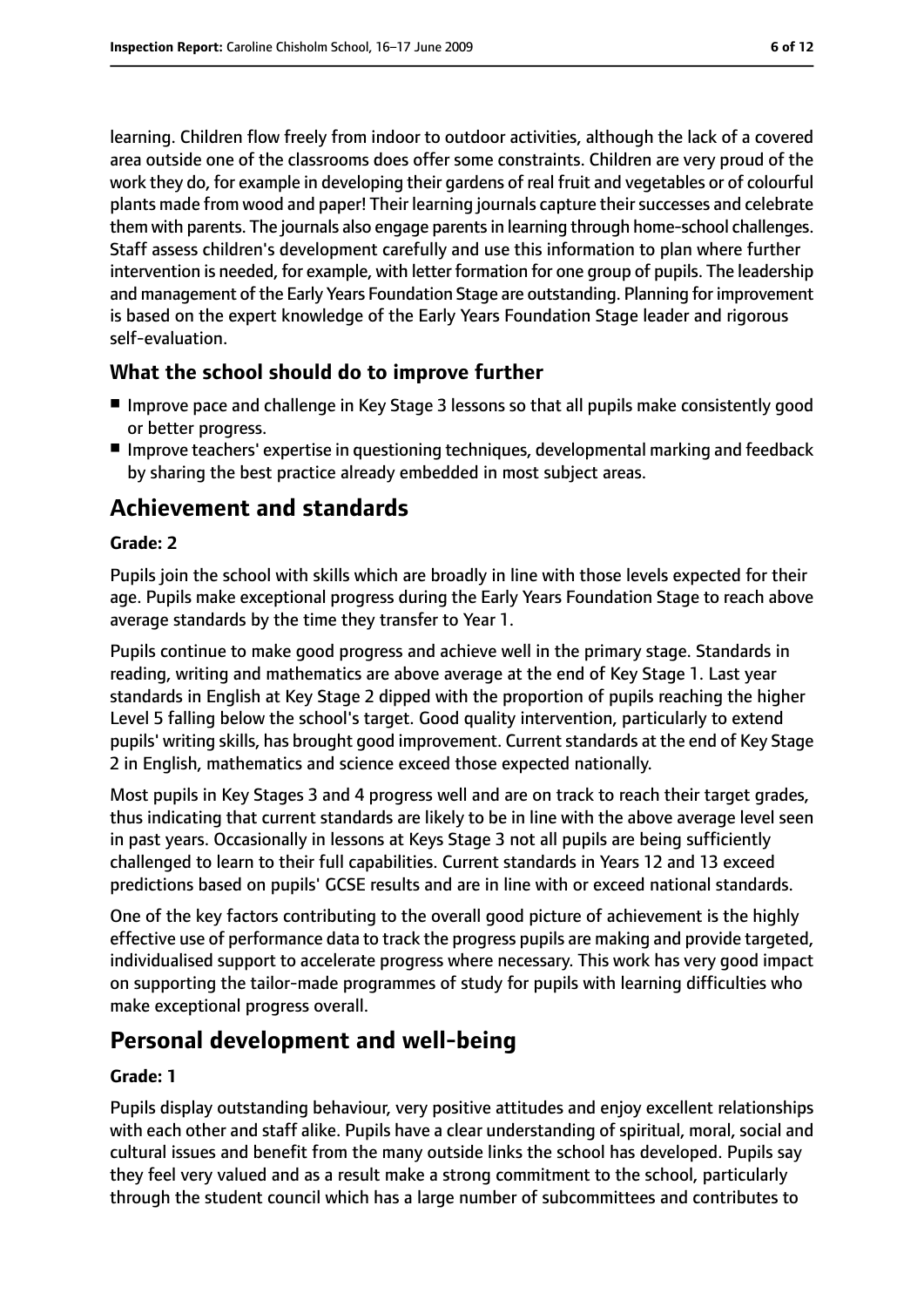learning. Children flow freely from indoor to outdoor activities, although the lack of a covered area outside one of the classrooms does offer some constraints. Children are very proud of the work they do, for example in developing their gardens of real fruit and vegetables or of colourful plants made from wood and paper! Their learning journals capture their successes and celebrate them with parents. The journals also engage parents in learning through home-school challenges. Staff assess children's development carefully and use this information to plan where further intervention is needed, for example, with letter formation for one group of pupils. The leadership and management of the Early Years Foundation Stage are outstanding. Planning for improvement is based on the expert knowledge of the Early Years Foundation Stage leader and rigorous self-evaluation.

### What the school should do to improve further

- Improve pace and challenge in Key Stage 3 lessons so that all pupils make consistently good or better progress.
- Improve teachers' expertise in questioning techniques, developmental marking and feedback by sharing the best practice already embedded in most subject areas.

## Achievement and standards

#### Grade: 2

Pupils join the school with skills which are broadly in line with those levels expected for their age. Pupils make exceptional progress during the Early Years Foundation Stage to reach above average standards by the time they transfer to Year 1.

Pupils continue to make good progress and achieve well in the primary stage. Standards in reading, writing and mathematics are above average at the end of Key Stage 1. Last year standards in English at Key Stage 2 dipped with the proportion of pupils reaching the higher Level 5 falling below the school's target. Good quality intervention, particularly to extend pupils' writing skills, has brought good improvement. Current standards at the end of Key Stage 2 in English, mathematics and science exceed those expected nationally.

Most pupils in Key Stages 3 and 4 progress well and are on track to reach their target grades, thus indicating that current standards are likely to be in line with the above average level seen in past years. Occasionally in lessons at Keys Stage 3 not all pupils are being sufficiently challenged to learn to their full capabilities. Current standards in Years 12 and 13 exceed predictions based on pupils' GCSE results and are in line with or exceed national standards.

One of the key factors contributing to the overall good picture of achievement is the highly effective use of performance data to track the progress pupils are making and provide targeted, individualised support to accelerate progress where necessary. This work has very good impact on supporting the tailor-made programmes of study for pupils with learning difficulties who make exceptional progress overall.

## Personal development and well-being

#### Grade: 1

Pupils display outstanding behaviour, very positive attitudes and enjoy excellent relationships with each other and staff alike. Pupils have a clear understanding of spiritual, moral, social and cultural issues and benefit from the many outside links the school has developed. Pupils say they feel very valued and as a result make a strong commitment to the school, particularly through the student council which has a large number of subcommittees and contributes to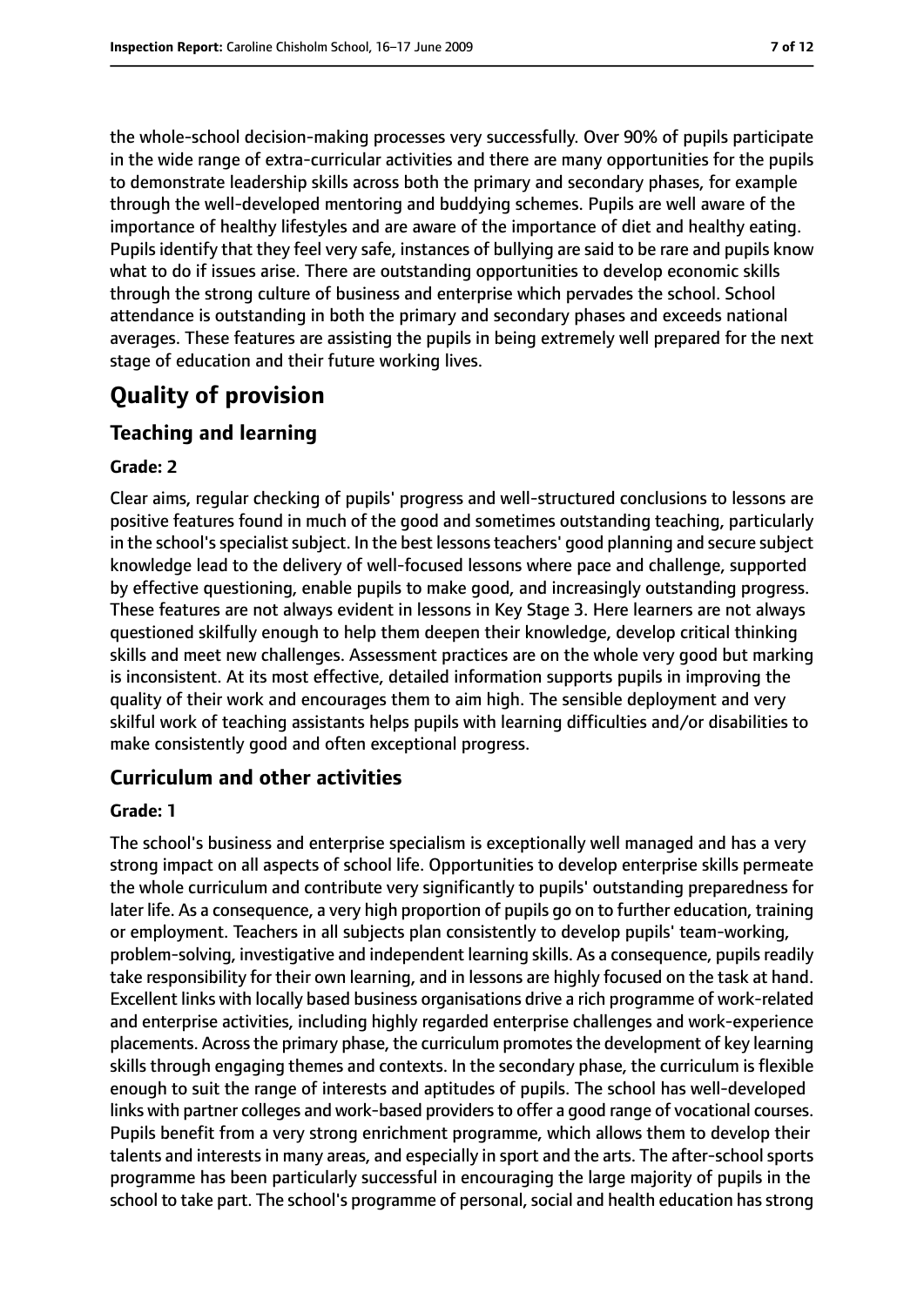the whole-school decision-making processes very successfully. Over 90% of pupils participate in the wide range of extra-curricular activities and there are many opportunities for the pupils to demonstrate leadership skills across both the primary and secondary phases, for example through the well-developed mentoring and buddying schemes. Pupils are well aware of the importance of healthy lifestyles and are aware of the importance of diet and healthy eating. Pupils identify that they feel very safe, instances of bullying are said to be rare and pupils know what to do if issues arise. There are outstanding opportunities to develop economic skills through the strong culture of business and enterprise which pervades the school. School attendance is outstanding in both the primary and secondary phases and exceeds national averages. These features are assisting the pupils in being extremely well prepared for the next stage of education and their future working lives.

# Quality of provision

## Teaching and learning

### Grade: 2

Clear aims, regular checking of pupils' progress and well-structured conclusions to lessons are positive features found in much of the good and sometimes outstanding teaching, particularly in the school's specialist subject. In the best lessons teachers' good planning and secure subject knowledge lead to the delivery of well-focused lessons where pace and challenge, supported by effective questioning, enable pupils to make good, and increasingly outstanding progress. These features are not always evident in lessons in Key Stage 3. Here learners are not always questioned skilfully enough to help them deepen their knowledge, develop critical thinking skills and meet new challenges. Assessment practices are on the whole very good but marking is inconsistent. At its most effective, detailed information supports pupils in improving the quality of their work and encourages them to aim high. The sensible deployment and very skilful work of teaching assistants helps pupils with learning difficulties and/or disabilities to make consistently good and often exceptional progress.

## Curriculum and other activities

### Grade: 1

The school's business and enterprise specialism is exceptionally well managed and has a very strong impact on all aspects of school life. Opportunities to develop enterprise skills permeate the whole curriculum and contribute very significantly to pupils' outstanding preparedness for later life. As a consequence, a very high proportion of pupils go on to further education, training or employment. Teachers in all subjects plan consistently to develop pupils' team-working, problem-solving, investigative and independent learning skills. As a consequence, pupils readily take responsibility for their own learning, and in lessons are highly focused on the task at hand. Excellent links with locally based business organisations drive a rich programme of work-related and enterprise activities, including highly regarded enterprise challenges and work-experience placements. Across the primary phase, the curriculum promotes the development of key learning skills through engaging themes and contexts. In the secondary phase, the curriculum is flexible enough to suit the range of interests and aptitudes of pupils. The school has well-developed links with partner colleges and work-based providers to offer a good range of vocational courses. Pupils benefit from a very strong enrichment programme, which allows them to develop their talents and interests in many areas, and especially in sport and the arts. The after-school sports programme has been particularly successful in encouraging the large majority of pupils in the school to take part. The school's programme of personal, social and health education has strong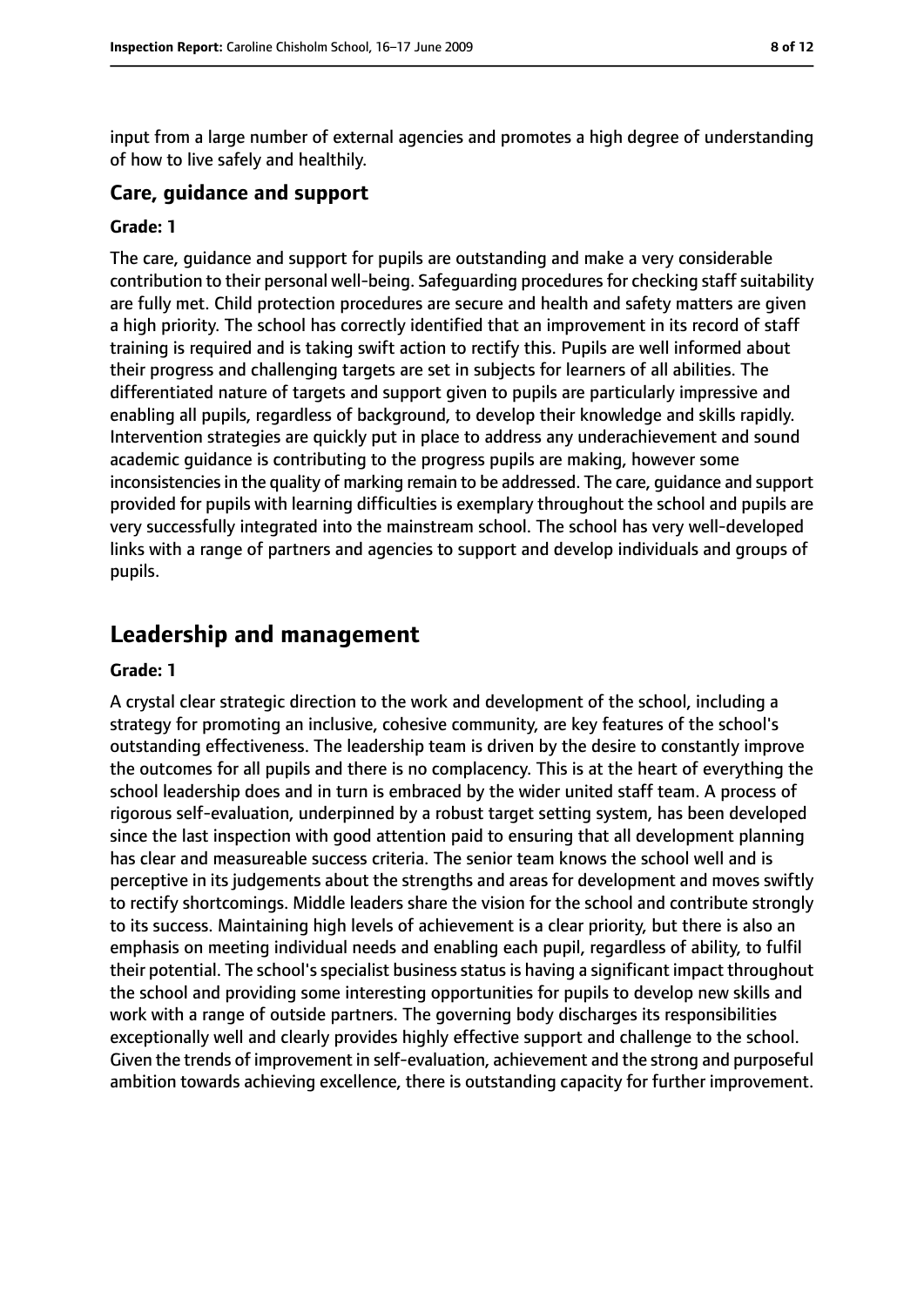input from a large number of external agencies and promotes a high degree of understanding of how to live safely and healthily.

### Care, guidance and support

#### Grade: 1

The care, guidance and support for pupils are outstanding and make a very considerable contribution to their personal well-being. Safeguarding procedures for checking staff suitability are fully met. Child protection procedures are secure and health and safety matters are given a high priority. The school has correctly identified that an improvement in its record of staff training is required and is taking swift action to rectify this. Pupils are well informed about their progress and challenging targets are set in subjects for learners of all abilities. The differentiated nature of targets and support given to pupils are particularly impressive and enabling all pupils, regardless of background, to develop their knowledge and skills rapidly. Intervention strategies are quickly put in place to address any underachievement and sound academic guidance is contributing to the progress pupils are making, however some inconsistencies in the quality of marking remain to be addressed. The care, guidance and support provided for pupils with learning difficulties is exemplary throughout the school and pupils are very successfully integrated into the mainstream school. The school has very well-developed links with a range of partners and agencies to support and develop individuals and groups of pupils.

## Leadership and management

#### Grade: 1

A crystal clear strategic direction to the work and development of the school, including a strategy for promoting an inclusive, cohesive community, are key features of the school's outstanding effectiveness. The leadership team is driven by the desire to constantly improve the outcomes for all pupils and there is no complacency. This is at the heart of everything the school leadership does and in turn is embraced by the wider united staff team. A process of rigorous self-evaluation, underpinned by a robust target setting system, has been developed since the last inspection with good attention paid to ensuring that all development planning has clear and measureable success criteria. The senior team knows the school well and is perceptive in its judgements about the strengths and areas for development and moves swiftly to rectify shortcomings. Middle leaders share the vision for the school and contribute strongly to its success. Maintaining high levels of achievement is a clear priority, but there is also an emphasis on meeting individual needs and enabling each pupil, regardless of ability, to fulfil their potential. The school's specialist business status is having a significant impact throughout the school and providing some interesting opportunities for pupils to develop new skills and work with a range of outside partners. The governing body discharges its responsibilities exceptionally well and clearly provides highly effective support and challenge to the school. Given the trends of improvement in self-evaluation, achievement and the strong and purposeful ambition towards achieving excellence, there is outstanding capacity for further improvement.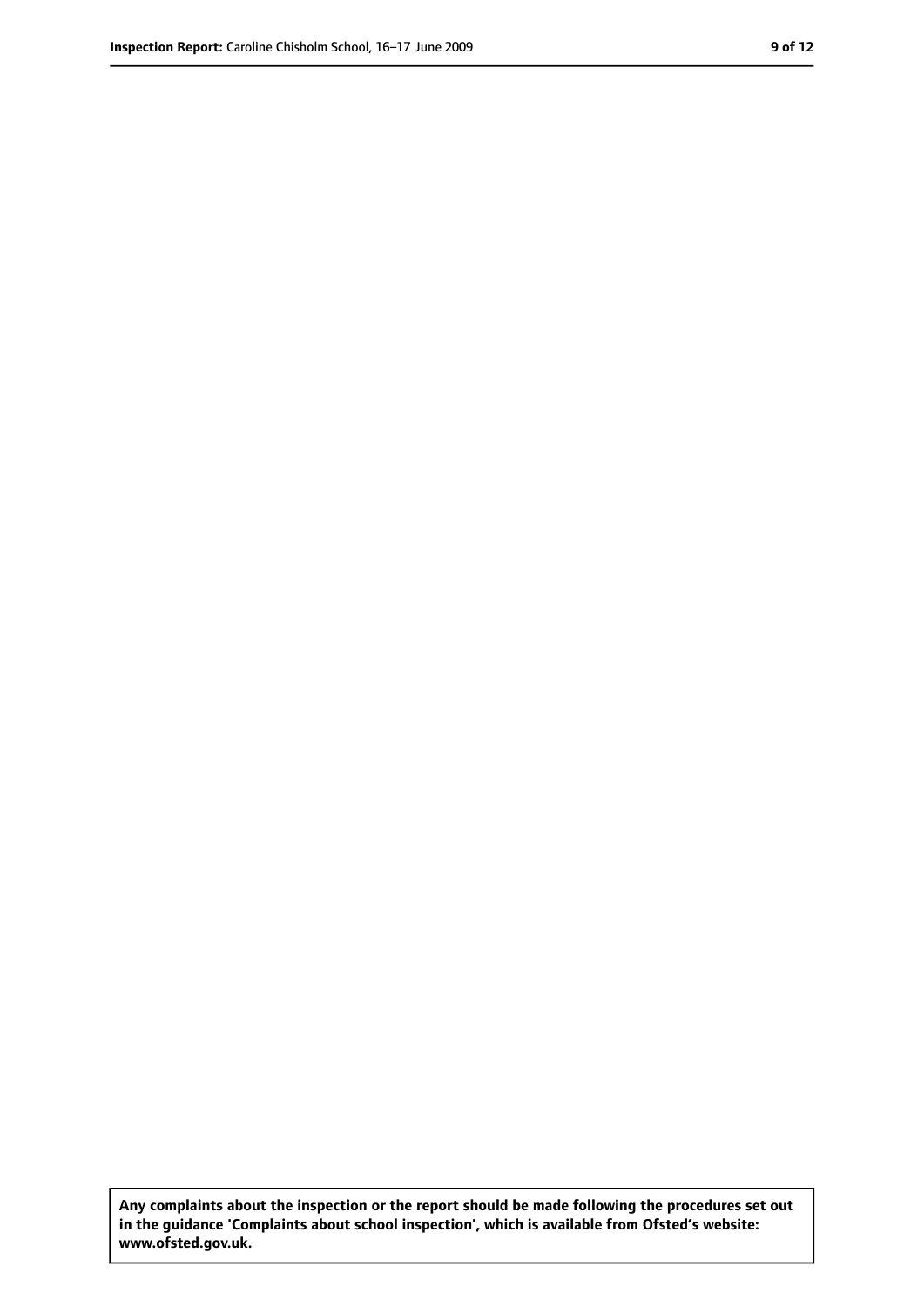**Any complaints about the inspection or the report should be made following the procedures set out in the guidance 'Complaints about school inspection', which is available from Ofsted's website: www.ofsted.gov.uk.**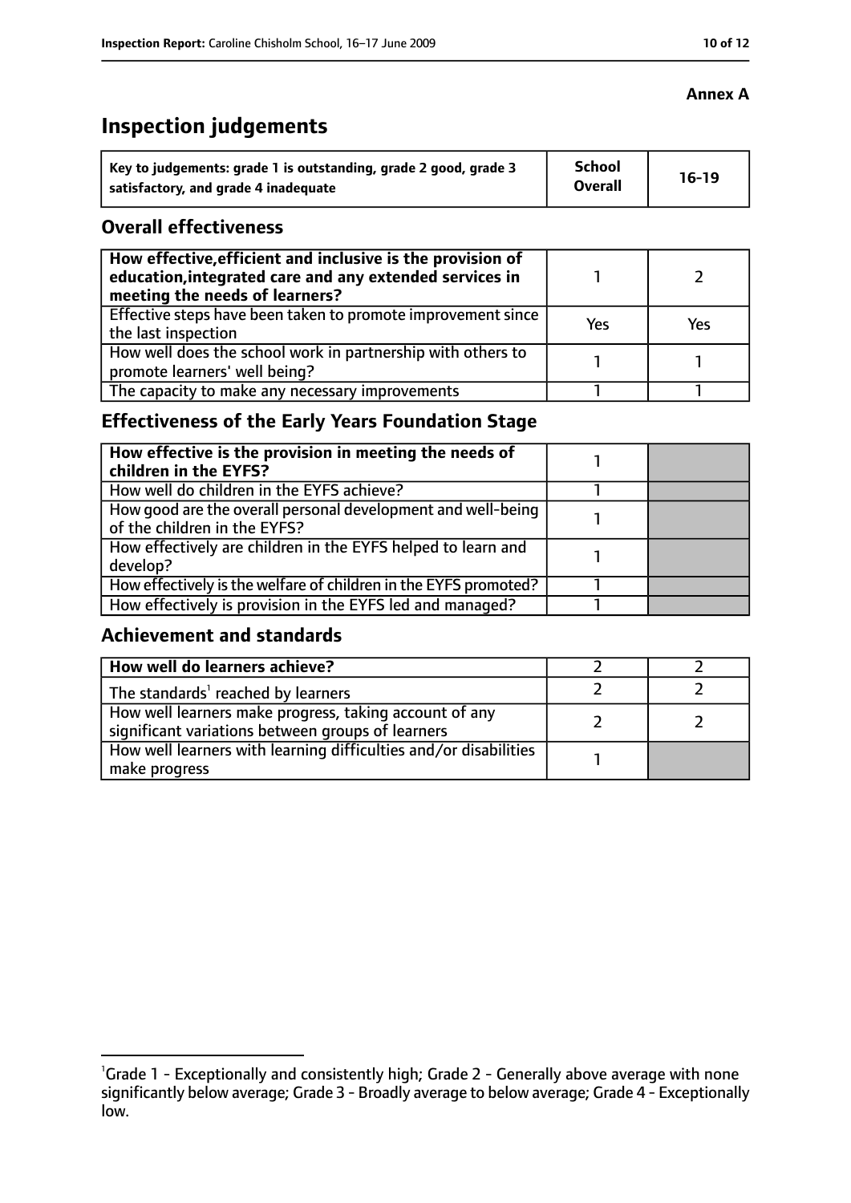**Annex A**

# Inspection judgements

| Key to judgements: grade 1 is outstanding, grade 2 good, grade 3 satisfactory, and grade 4 inadequate | School Overall | 16-19 |
|---|---|---|

## Overall effectiveness

| | | |
|---|---|---|
| **How effective, efficient and inclusive is the provision of education, integrated care and any extended services in meeting the needs of learners?** | 1 | 2 |
| Effective steps have been taken to promote improvement since the last inspection | Yes | Yes |
| How well does the school work in partnership with others to promote learners' well being? | 1 | 1 |
| The capacity to make any necessary improvements | 1 | 1 |

## Effectiveness of the Early Years Foundation Stage

| | | |
|---|---|---|
| **How effective is the provision in meeting the needs of children in the EYFS?** | 1 | |
| How well do children in the EYFS achieve? | 1 | |
| How good are the overall personal development and well-being of the children in the EYFS? | 1 | |
| How effectively are children in the EYFS helped to learn and develop? | 1 | |
| How effectively is the welfare of children in the EYFS promoted? | 1 | |
| How effectively is provision in the EYFS led and managed? | 1 | |

## Achievement and standards

| | | |
|---|---|---|
| **How well do learners achieve?** | 2 | 2 |
| The standards[1] reached by learners | 2 | 2 |
| How well learners make progress, taking account of any significant variations between groups of learners | 2 | 2 |
| How well learners with learning difficulties and/or disabilities make progress | 1 | |

[1]Grade 1 - Exceptionally and consistently high; Grade 2 - Generally above average with none significantly below average; Grade 3 - Broadly average to below average; Grade 4 - Exceptionally low.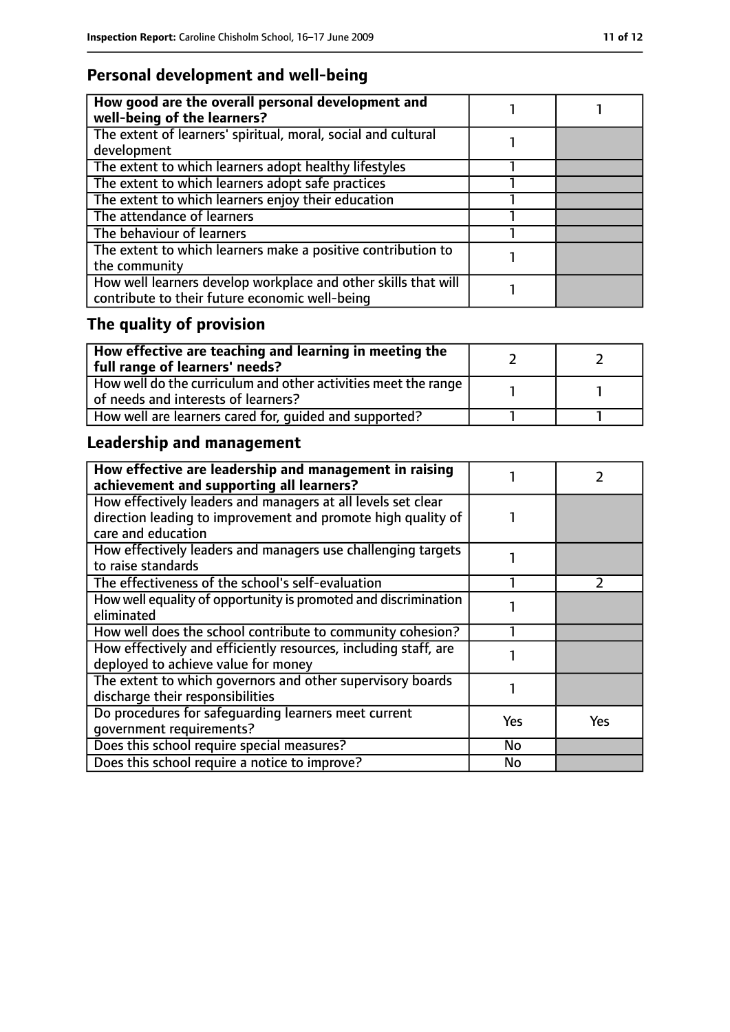## Personal development and well-being

| How good are the overall personal development and well-being of the learners? | 1 | 1 |
|---|---|---|
| The extent of learners' spiritual, moral, social and cultural development | 1 | |
| The extent to which learners adopt healthy lifestyles | 1 | |
| The extent to which learners adopt safe practices | 1 | |
| The extent to which learners enjoy their education | 1 | |
| The attendance of learners | 1 | |
| The behaviour of learners | 1 | |
| The extent to which learners make a positive contribution to the community | 1 | |
| How well learners develop workplace and other skills that will contribute to their future economic well-being | 1 | |

## The quality of provision

| How effective are teaching and learning in meeting the full range of learners' needs? | 2 | 2 |
|---|---|---|
| How well do the curriculum and other activities meet the range of needs and interests of learners? | 1 | 1 |
| How well are learners cared for, guided and supported? | 1 | 1 |

## Leadership and management

| How effective are leadership and management in raising achievement and supporting all learners? | 1 | 2 |
|---|---|---|
| How effectively leaders and managers at all levels set clear direction leading to improvement and promote high quality of care and education | 1 | |
| How effectively leaders and managers use challenging targets to raise standards | 1 | |
| The effectiveness of the school's self-evaluation | 1 | 2 |
| How well equality of opportunity is promoted and discrimination eliminated | 1 | |
| How well does the school contribute to community cohesion? | 1 | |
| How effectively and efficiently resources, including staff, are deployed to achieve value for money | 1 | |
| The extent to which governors and other supervisory boards discharge their responsibilities | 1 | |
| Do procedures for safeguarding learners meet current government requirements? | Yes | Yes |
| Does this school require special measures? | No | |
| Does this school require a notice to improve? | No | |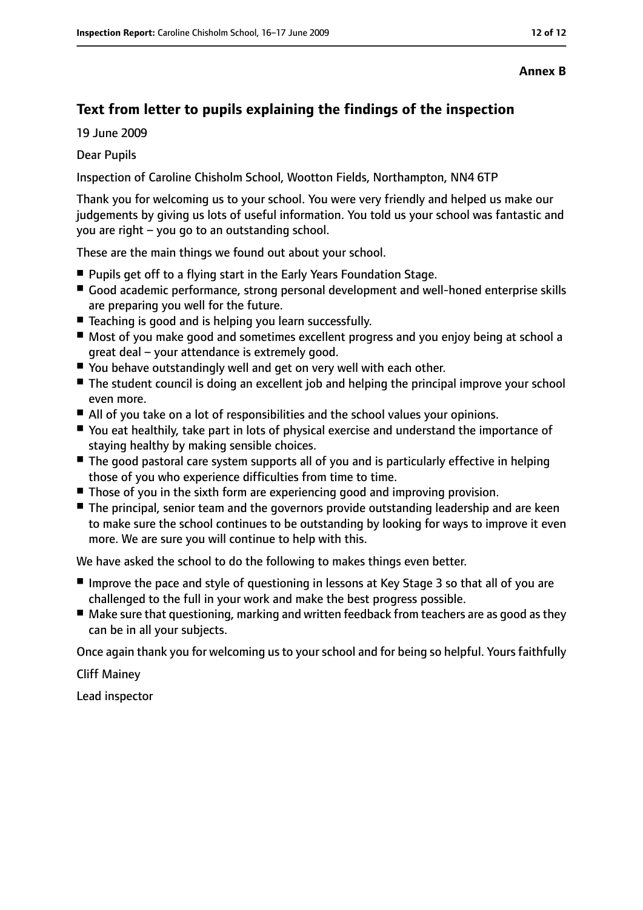**Annex B**

## Text from letter to pupils explaining the findings of the inspection

19 June 2009

Dear Pupils

Inspection of Caroline Chisholm School, Wootton Fields, Northampton, NN4 6TP

Thank you for welcoming us to your school. You were very friendly and helped us make our judgements by giving us lots of useful information. You told us your school was fantastic and you are right – you go to an outstanding school.

These are the main things we found out about your school.

- Pupils get off to a flying start in the Early Years Foundation Stage.
- Good academic performance, strong personal development and well-honed enterprise skills are preparing you well for the future.
- Teaching is good and is helping you learn successfully.
- Most of you make good and sometimes excellent progress and you enjoy being at school a great deal – your attendance is extremely good.
- You behave outstandingly well and get on very well with each other.
- The student council is doing an excellent job and helping the principal improve your school even more.
- All of you take on a lot of responsibilities and the school values your opinions.
- You eat healthily, take part in lots of physical exercise and understand the importance of staying healthy by making sensible choices.
- The good pastoral care system supports all of you and is particularly effective in helping those of you who experience difficulties from time to time.
- Those of you in the sixth form are experiencing good and improving provision.
- The principal, senior team and the governors provide outstanding leadership and are keen to make sure the school continues to be outstanding by looking for ways to improve it even more. We are sure you will continue to help with this.

We have asked the school to do the following to makes things even better.

- Improve the pace and style of questioning in lessons at Key Stage 3 so that all of you are challenged to the full in your work and make the best progress possible.
- Make sure that questioning, marking and written feedback from teachers are as good as they can be in all your subjects.

Once again thank you for welcoming us to your school and for being so helpful. Yours faithfully

Cliff Mainey

Lead inspector